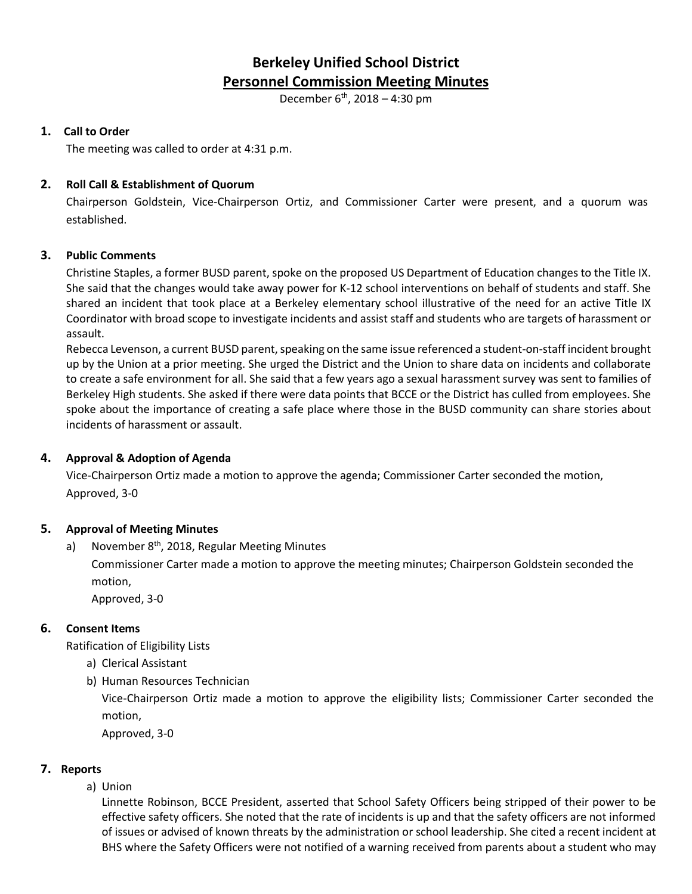# Berkeley Unified School District

## Personnel Commission Meeting Minutes

December 6th, 2018 – 4:30 pm

**1. Call to Order**

The meeting was called to order at 4:31 p.m.

**2. Roll Call & Establishment of Quorum**

Chairperson Goldstein, Vice-Chairperson Ortiz, and Commissioner Carter were present, and a quorum was established.

**3. Public Comments**

Christine Staples, a former BUSD parent, spoke on the proposed US Department of Education changes to the Title IX. She said that the changes would take away power for K-12 school interventions on behalf of students and staff. She shared an incident that took place at a Berkeley elementary school illustrative of the need for an active Title IX Coordinator with broad scope to investigate incidents and assist staff and students who are targets of harassment or assault.

Rebecca Levenson, a current BUSD parent, speaking on the same issue referenced a student-on-staff incident brought up by the Union at a prior meeting. She urged the District and the Union to share data on incidents and collaborate to create a safe environment for all. She said that a few years ago a sexual harassment survey was sent to families of Berkeley High students. She asked if there were data points that BCCE or the District has culled from employees. She spoke about the importance of creating a safe place where those in the BUSD community can share stories about incidents of harassment or assault.

**4. Approval & Adoption of Agenda**

Vice-Chairperson Ortiz made a motion to approve the agenda; Commissioner Carter seconded the motion,
Approved, 3-0

**5. Approval of Meeting Minutes**

a) November 8th, 2018, Regular Meeting Minutes
Commissioner Carter made a motion to approve the meeting minutes; Chairperson Goldstein seconded the motion,
Approved, 3-0

**6. Consent Items**

Ratification of Eligibility Lists

a) Clerical Assistant
b) Human Resources Technician
Vice-Chairperson Ortiz made a motion to approve the eligibility lists; Commissioner Carter seconded the motion,
Approved, 3-0

**7. Reports**

a) Union
Linnette Robinson, BCCE President, asserted that School Safety Officers being stripped of their power to be effective safety officers. She noted that the rate of incidents is up and that the safety officers are not informed of issues or advised of known threats by the administration or school leadership. She cited a recent incident at BHS where the Safety Officers were not notified of a warning received from parents about a student who may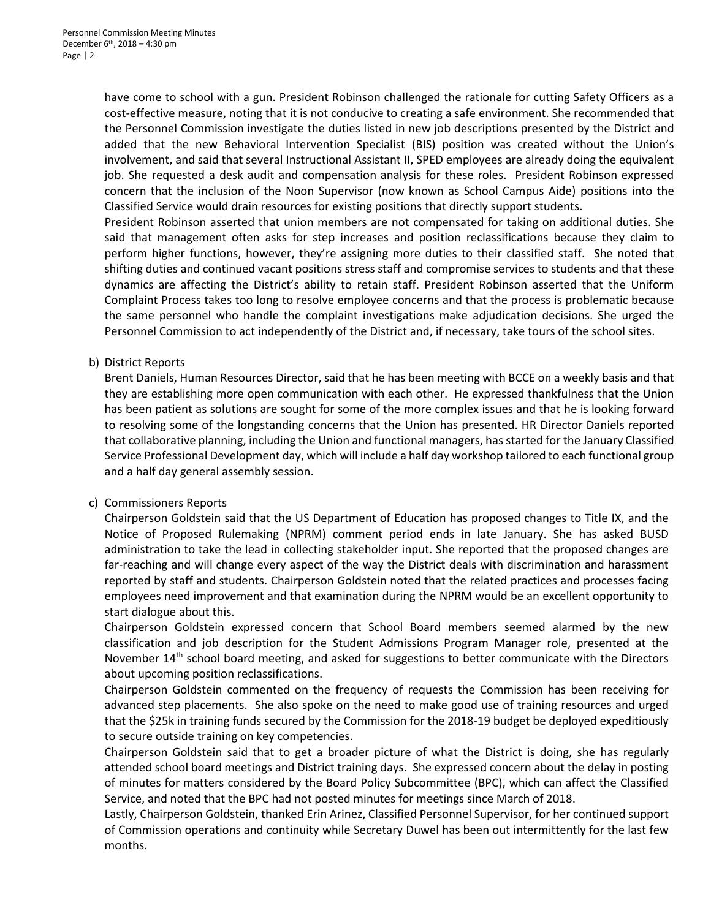have come to school with a gun. President Robinson challenged the rationale for cutting Safety Officers as a cost-effective measure, noting that it is not conducive to creating a safe environment. She recommended that the Personnel Commission investigate the duties listed in new job descriptions presented by the District and added that the new Behavioral Intervention Specialist (BIS) position was created without the Union's involvement, and said that several Instructional Assistant II, SPED employees are already doing the equivalent job. She requested a desk audit and compensation analysis for these roles. President Robinson expressed concern that the inclusion of the Noon Supervisor (now known as School Campus Aide) positions into the Classified Service would drain resources for existing positions that directly support students.

President Robinson asserted that union members are not compensated for taking on additional duties. She said that management often asks for step increases and position reclassifications because they claim to perform higher functions, however, they're assigning more duties to their classified staff. She noted that shifting duties and continued vacant positions stress staff and compromise services to students and that these dynamics are affecting the District's ability to retain staff. President Robinson asserted that the Uniform Complaint Process takes too long to resolve employee concerns and that the process is problematic because the same personnel who handle the complaint investigations make adjudication decisions. She urged the Personnel Commission to act independently of the District and, if necessary, take tours of the school sites.

b) District Reports

Brent Daniels, Human Resources Director, said that he has been meeting with BCCE on a weekly basis and that they are establishing more open communication with each other. He expressed thankfulness that the Union has been patient as solutions are sought for some of the more complex issues and that he is looking forward to resolving some of the longstanding concerns that the Union has presented. HR Director Daniels reported that collaborative planning, including the Union and functional managers, has started for the January Classified Service Professional Development day, which will include a half day workshop tailored to each functional group and a half day general assembly session.

c) Commissioners Reports

Chairperson Goldstein said that the US Department of Education has proposed changes to Title IX, and the Notice of Proposed Rulemaking (NPRM) comment period ends in late January. She has asked BUSD administration to take the lead in collecting stakeholder input. She reported that the proposed changes are far-reaching and will change every aspect of the way the District deals with discrimination and harassment reported by staff and students. Chairperson Goldstein noted that the related practices and processes facing employees need improvement and that examination during the NPRM would be an excellent opportunity to start dialogue about this.

Chairperson Goldstein expressed concern that School Board members seemed alarmed by the new classification and job description for the Student Admissions Program Manager role, presented at the November 14th school board meeting, and asked for suggestions to better communicate with the Directors about upcoming position reclassifications.

Chairperson Goldstein commented on the frequency of requests the Commission has been receiving for advanced step placements. She also spoke on the need to make good use of training resources and urged that the $25k in training funds secured by the Commission for the 2018-19 budget be deployed expeditiously to secure outside training on key competencies.

Chairperson Goldstein said that to get a broader picture of what the District is doing, she has regularly attended school board meetings and District training days. She expressed concern about the delay in posting of minutes for matters considered by the Board Policy Subcommittee (BPC), which can affect the Classified Service, and noted that the BPC had not posted minutes for meetings since March of 2018.

Lastly, Chairperson Goldstein, thanked Erin Arinez, Classified Personnel Supervisor, for her continued support of Commission operations and continuity while Secretary Duwel has been out intermittently for the last few months.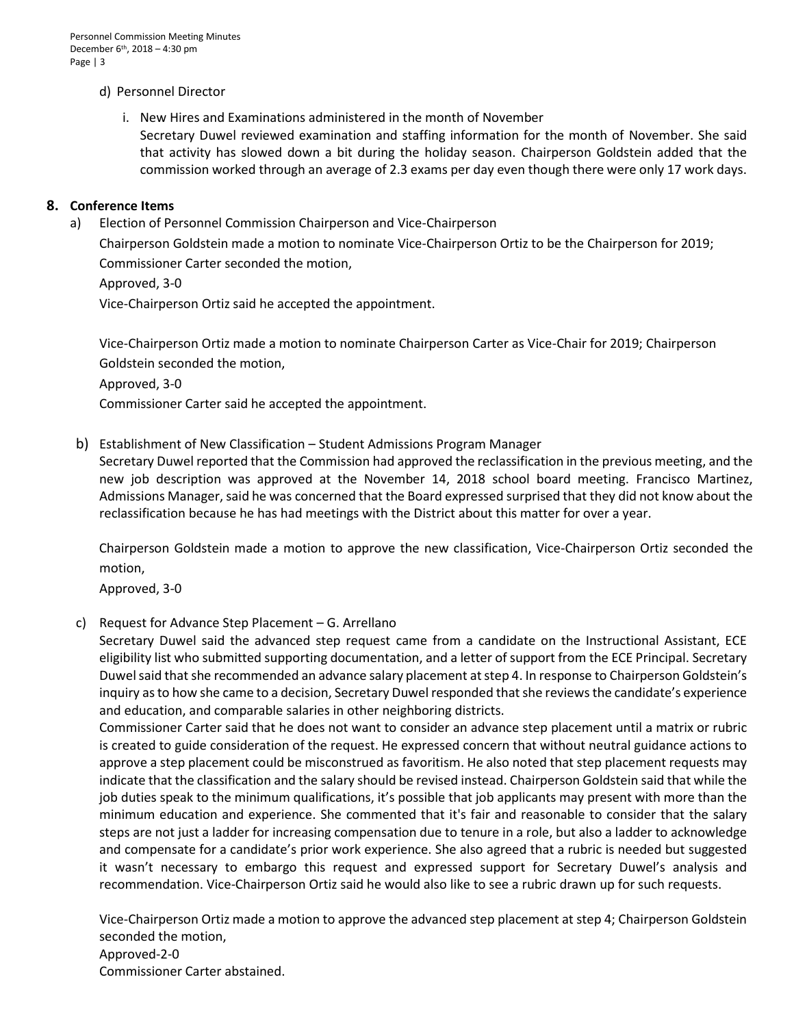d) Personnel Director

i. New Hires and Examinations administered in the month of November
Secretary Duwel reviewed examination and staffing information for the month of November. She said that activity has slowed down a bit during the holiday season. Chairperson Goldstein added that the commission worked through an average of 2.3 exams per day even though there were only 17 work days.

## 8. Conference Items

a) Election of Personnel Commission Chairperson and Vice-Chairperson

Chairperson Goldstein made a motion to nominate Vice-Chairperson Ortiz to be the Chairperson for 2019; Commissioner Carter seconded the motion,

Approved, 3-0

Vice-Chairperson Ortiz said he accepted the appointment.

Vice-Chairperson Ortiz made a motion to nominate Chairperson Carter as Vice-Chair for 2019; Chairperson Goldstein seconded the motion,

Approved, 3-0

Commissioner Carter said he accepted the appointment.

b) Establishment of New Classification – Student Admissions Program Manager

Secretary Duwel reported that the Commission had approved the reclassification in the previous meeting, and the new job description was approved at the November 14, 2018 school board meeting. Francisco Martinez, Admissions Manager, said he was concerned that the Board expressed surprised that they did not know about the reclassification because he has had meetings with the District about this matter for over a year.

Chairperson Goldstein made a motion to approve the new classification, Vice-Chairperson Ortiz seconded the motion,

Approved, 3-0

c) Request for Advance Step Placement – G. Arrellano

Secretary Duwel said the advanced step request came from a candidate on the Instructional Assistant, ECE eligibility list who submitted supporting documentation, and a letter of support from the ECE Principal. Secretary Duwel said that she recommended an advance salary placement at step 4. In response to Chairperson Goldstein's inquiry as to how she came to a decision, Secretary Duwel responded that she reviews the candidate's experience and education, and comparable salaries in other neighboring districts.

Commissioner Carter said that he does not want to consider an advance step placement until a matrix or rubric is created to guide consideration of the request. He expressed concern that without neutral guidance actions to approve a step placement could be misconstrued as favoritism. He also noted that step placement requests may indicate that the classification and the salary should be revised instead. Chairperson Goldstein said that while the job duties speak to the minimum qualifications, it's possible that job applicants may present with more than the minimum education and experience. She commented that it's fair and reasonable to consider that the salary steps are not just a ladder for increasing compensation due to tenure in a role, but also a ladder to acknowledge and compensate for a candidate's prior work experience. She also agreed that a rubric is needed but suggested it wasn't necessary to embargo this request and expressed support for Secretary Duwel's analysis and recommendation. Vice-Chairperson Ortiz said he would also like to see a rubric drawn up for such requests.

Vice-Chairperson Ortiz made a motion to approve the advanced step placement at step 4; Chairperson Goldstein seconded the motion,

Approved-2-0

Commissioner Carter abstained.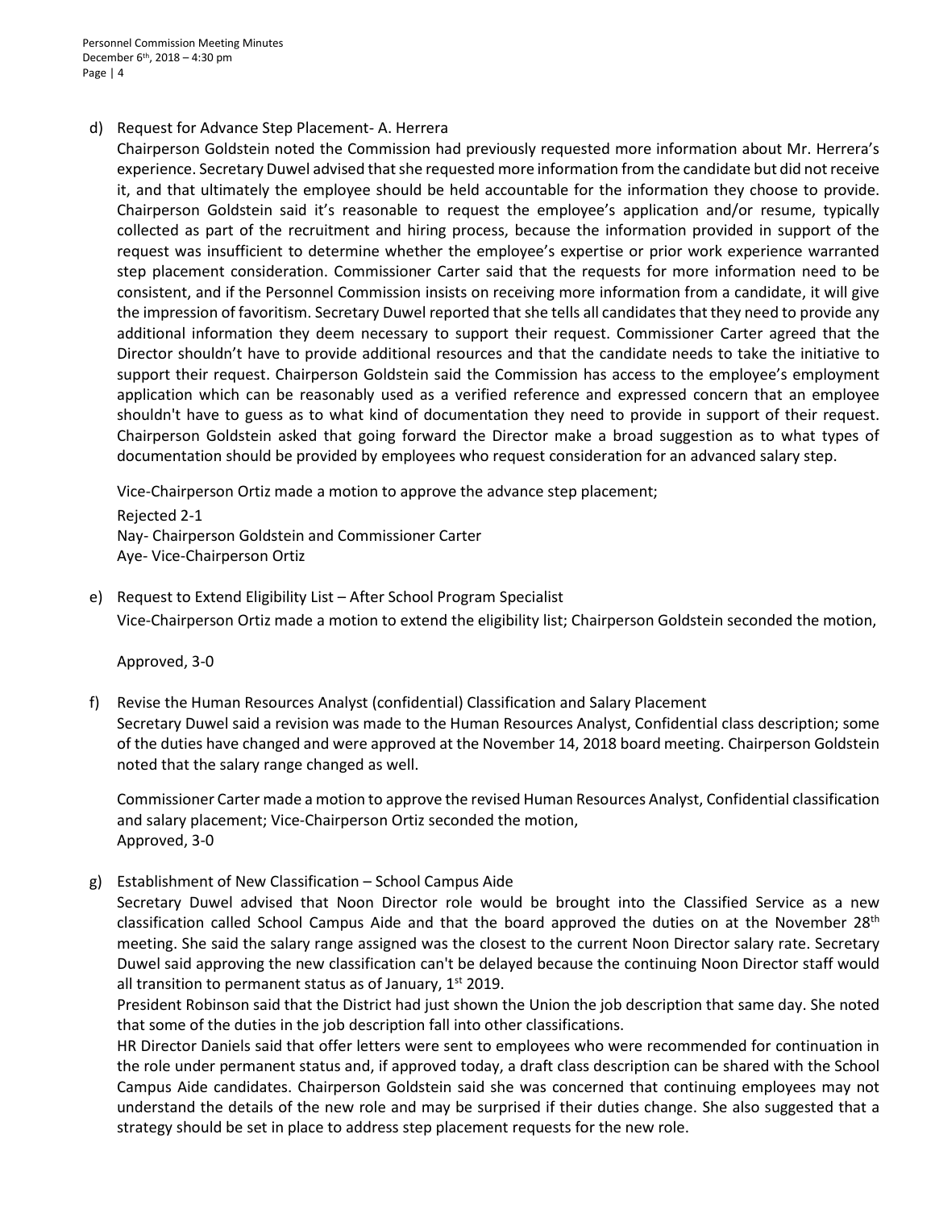d) Request for Advance Step Placement- A. Herrera

Chairperson Goldstein noted the Commission had previously requested more information about Mr. Herrera's experience. Secretary Duwel advised that she requested more information from the candidate but did not receive it, and that ultimately the employee should be held accountable for the information they choose to provide. Chairperson Goldstein said it's reasonable to request the employee's application and/or resume, typically collected as part of the recruitment and hiring process, because the information provided in support of the request was insufficient to determine whether the employee's expertise or prior work experience warranted step placement consideration. Commissioner Carter said that the requests for more information need to be consistent, and if the Personnel Commission insists on receiving more information from a candidate, it will give the impression of favoritism. Secretary Duwel reported that she tells all candidates that they need to provide any additional information they deem necessary to support their request. Commissioner Carter agreed that the Director shouldn't have to provide additional resources and that the candidate needs to take the initiative to support their request. Chairperson Goldstein said the Commission has access to the employee's employment application which can be reasonably used as a verified reference and expressed concern that an employee shouldn't have to guess as to what kind of documentation they need to provide in support of their request. Chairperson Goldstein asked that going forward the Director make a broad suggestion as to what types of documentation should be provided by employees who request consideration for an advanced salary step.

Vice-Chairperson Ortiz made a motion to approve the advance step placement;
Rejected 2-1
Nay- Chairperson Goldstein and Commissioner Carter
Aye- Vice-Chairperson Ortiz

e) Request to Extend Eligibility List – After School Program Specialist

Vice-Chairperson Ortiz made a motion to extend the eligibility list; Chairperson Goldstein seconded the motion,

Approved, 3-0

f) Revise the Human Resources Analyst (confidential) Classification and Salary Placement

Secretary Duwel said a revision was made to the Human Resources Analyst, Confidential class description; some of the duties have changed and were approved at the November 14, 2018 board meeting. Chairperson Goldstein noted that the salary range changed as well.

Commissioner Carter made a motion to approve the revised Human Resources Analyst, Confidential classification and salary placement; Vice-Chairperson Ortiz seconded the motion,
Approved, 3-0

g) Establishment of New Classification – School Campus Aide

Secretary Duwel advised that Noon Director role would be brought into the Classified Service as a new classification called School Campus Aide and that the board approved the duties on at the November 28th meeting. She said the salary range assigned was the closest to the current Noon Director salary rate. Secretary Duwel said approving the new classification can't be delayed because the continuing Noon Director staff would all transition to permanent status as of January, 1st 2019.

President Robinson said that the District had just shown the Union the job description that same day. She noted that some of the duties in the job description fall into other classifications.

HR Director Daniels said that offer letters were sent to employees who were recommended for continuation in the role under permanent status and, if approved today, a draft class description can be shared with the School Campus Aide candidates. Chairperson Goldstein said she was concerned that continuing employees may not understand the details of the new role and may be surprised if their duties change. She also suggested that a strategy should be set in place to address step placement requests for the new role.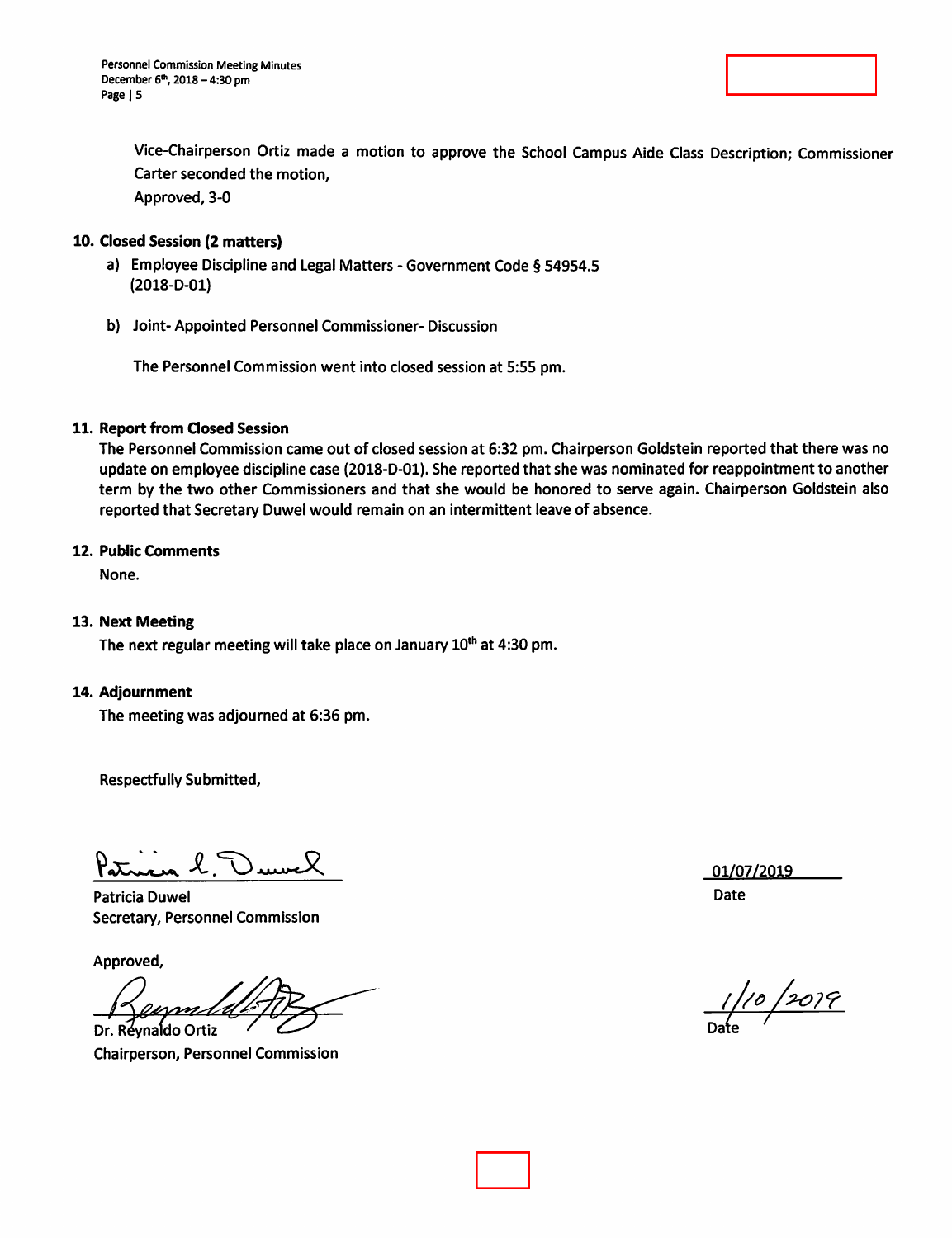Vice-Chairperson Ortiz made a motion to approve the School Campus Aide Class Description; Commissioner Carter seconded the motion,
Approved, 3-0

**10. Closed Session (2 matters)**

a) Employee Discipline and Legal Matters - Government Code § 54954.5 (2018-D-01)

b) Joint- Appointed Personnel Commissioner- Discussion

The Personnel Commission went into closed session at 5:55 pm.

**11. Report from Closed Session**

The Personnel Commission came out of closed session at 6:32 pm. Chairperson Goldstein reported that there was no update on employee discipline case (2018-D-01). She reported that she was nominated for reappointment to another term by the two other Commissioners and that she would be honored to serve again. Chairperson Goldstein also reported that Secretary Duwel would remain on an intermittent leave of absence.

**12. Public Comments**

None.

**13. Next Meeting**

The next regular meeting will take place on January 10th at 4:30 pm.

**14. Adjournment**

The meeting was adjourned at 6:36 pm.

Respectfully Submitted,

Patricia L. Duwel

Patricia Duwel
Secretary, Personnel Commission

01/07/2019
Date

Approved,

Dr. Reynaldo Ortiz
Chairperson, Personnel Commission

1/10/2019
Date